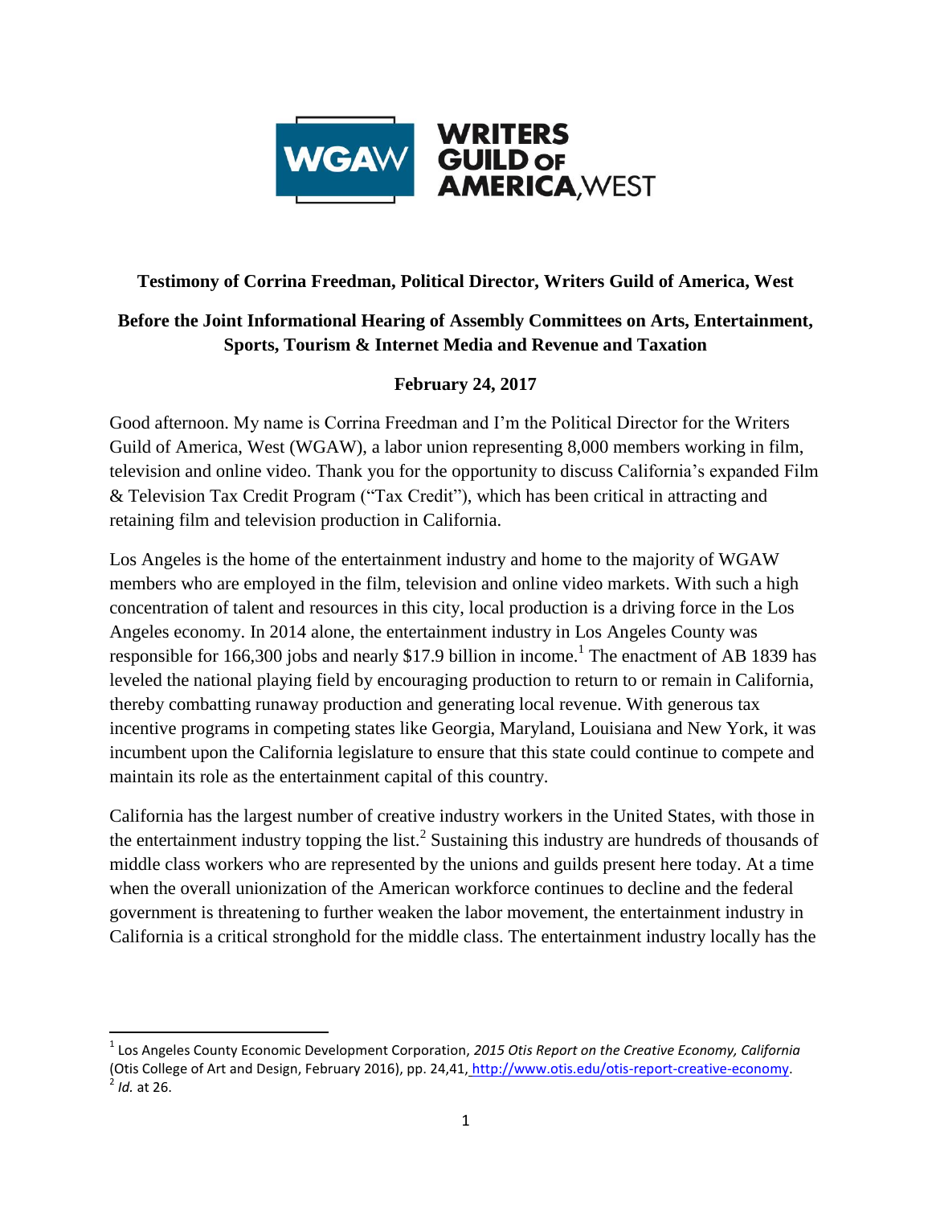**WGAW WRITERS GUILD OF AMERICA, WEST**

**Testimony of Corrina Freedman, Political Director, Writers Guild of America, West**

**Before the Joint Informational Hearing of Assembly Committees on Arts, Entertainment, Sports, Tourism & Internet Media and Revenue and Taxation**

**February 24, 2017**

Good afternoon. My name is Corrina Freedman and I'm the Political Director for the Writers Guild of America, West (WGAW), a labor union representing 8,000 members working in film, television and online video. Thank you for the opportunity to discuss California's expanded Film & Television Tax Credit Program ("Tax Credit"), which has been critical in attracting and retaining film and television production in California.

Los Angeles is the home of the entertainment industry and home to the majority of WGAW members who are employed in the film, television and online video markets. With such a high concentration of talent and resources in this city, local production is a driving force in the Los Angeles economy. In 2014 alone, the entertainment industry in Los Angeles County was responsible for 166,300 jobs and nearly $17.9 billion in income.[1] The enactment of AB 1839 has leveled the national playing field by encouraging production to return to or remain in California, thereby combatting runaway production and generating local revenue. With generous tax incentive programs in competing states like Georgia, Maryland, Louisiana and New York, it was incumbent upon the California legislature to ensure that this state could continue to compete and maintain its role as the entertainment capital of this country.

California has the largest number of creative industry workers in the United States, with those in the entertainment industry topping the list.[2] Sustaining this industry are hundreds of thousands of middle class workers who are represented by the unions and guilds present here today. At a time when the overall unionization of the American workforce continues to decline and the federal government is threatening to further weaken the labor movement, the entertainment industry in California is a critical stronghold for the middle class. The entertainment industry locally has the

---

[1] Los Angeles County Economic Development Corporation, *2015 Otis Report on the Creative Economy, California* (Otis College of Art and Design, February 2016), pp. 24,41, http://www.otis.edu/otis-report-creative-economy.

[2] *Id.* at 26.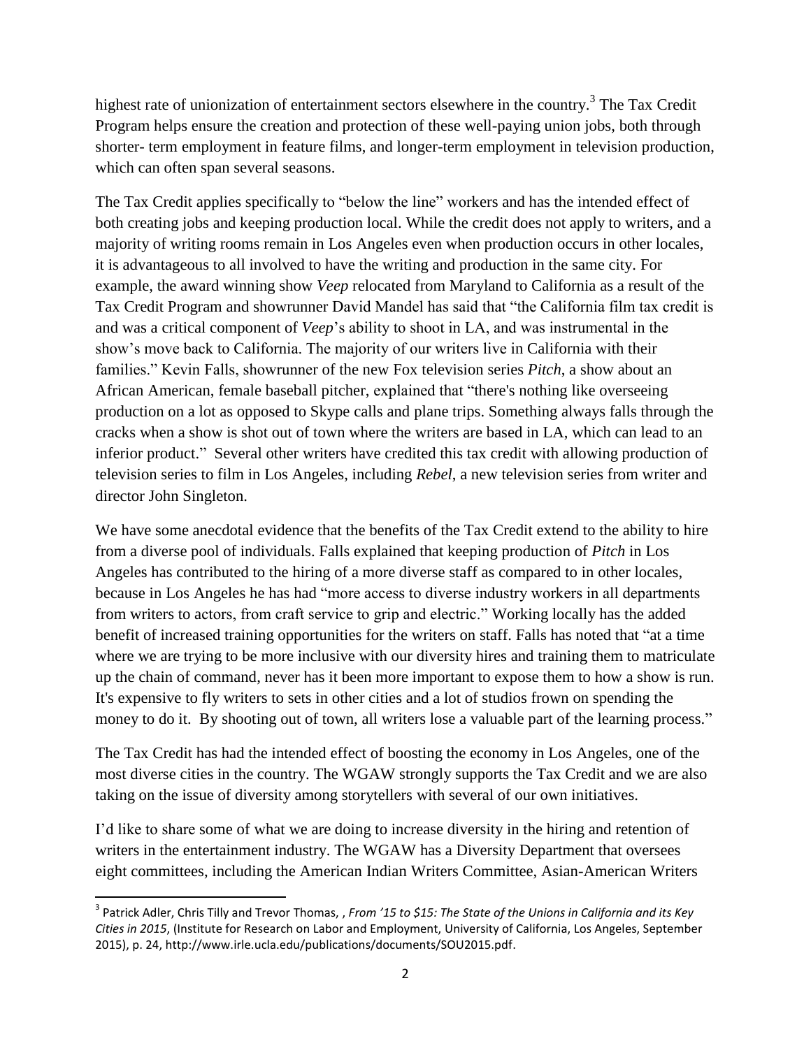highest rate of unionization of entertainment sectors elsewhere in the country.[3] The Tax Credit Program helps ensure the creation and protection of these well-paying union jobs, both through shorter- term employment in feature films, and longer-term employment in television production, which can often span several seasons.

The Tax Credit applies specifically to "below the line" workers and has the intended effect of both creating jobs and keeping production local. While the credit does not apply to writers, and a majority of writing rooms remain in Los Angeles even when production occurs in other locales, it is advantageous to all involved to have the writing and production in the same city. For example, the award winning show *Veep* relocated from Maryland to California as a result of the Tax Credit Program and showrunner David Mandel has said that "the California film tax credit is and was a critical component of *Veep*'s ability to shoot in LA, and was instrumental in the show's move back to California. The majority of our writers live in California with their families." Kevin Falls, showrunner of the new Fox television series *Pitch*, a show about an African American, female baseball pitcher, explained that "there's nothing like overseeing production on a lot as opposed to Skype calls and plane trips. Something always falls through the cracks when a show is shot out of town where the writers are based in LA, which can lead to an inferior product." Several other writers have credited this tax credit with allowing production of television series to film in Los Angeles, including *Rebel*, a new television series from writer and director John Singleton.

We have some anecdotal evidence that the benefits of the Tax Credit extend to the ability to hire from a diverse pool of individuals. Falls explained that keeping production of *Pitch* in Los Angeles has contributed to the hiring of a more diverse staff as compared to in other locales, because in Los Angeles he has had "more access to diverse industry workers in all departments from writers to actors, from craft service to grip and electric." Working locally has the added benefit of increased training opportunities for the writers on staff. Falls has noted that "at a time where we are trying to be more inclusive with our diversity hires and training them to matriculate up the chain of command, never has it been more important to expose them to how a show is run. It's expensive to fly writers to sets in other cities and a lot of studios frown on spending the money to do it. By shooting out of town, all writers lose a valuable part of the learning process."

The Tax Credit has had the intended effect of boosting the economy in Los Angeles, one of the most diverse cities in the country. The WGAW strongly supports the Tax Credit and we are also taking on the issue of diversity among storytellers with several of our own initiatives.

I'd like to share some of what we are doing to increase diversity in the hiring and retention of writers in the entertainment industry. The WGAW has a Diversity Department that oversees eight committees, including the American Indian Writers Committee, Asian-American Writers

---

[3] Patrick Adler, Chris Tilly and Trevor Thomas, , *From '15 to $15: The State of the Unions in California and its Key Cities in 2015*, (Institute for Research on Labor and Employment, University of California, Los Angeles, September 2015), p. 24, http://www.irle.ucla.edu/publications/documents/SOU2015.pdf.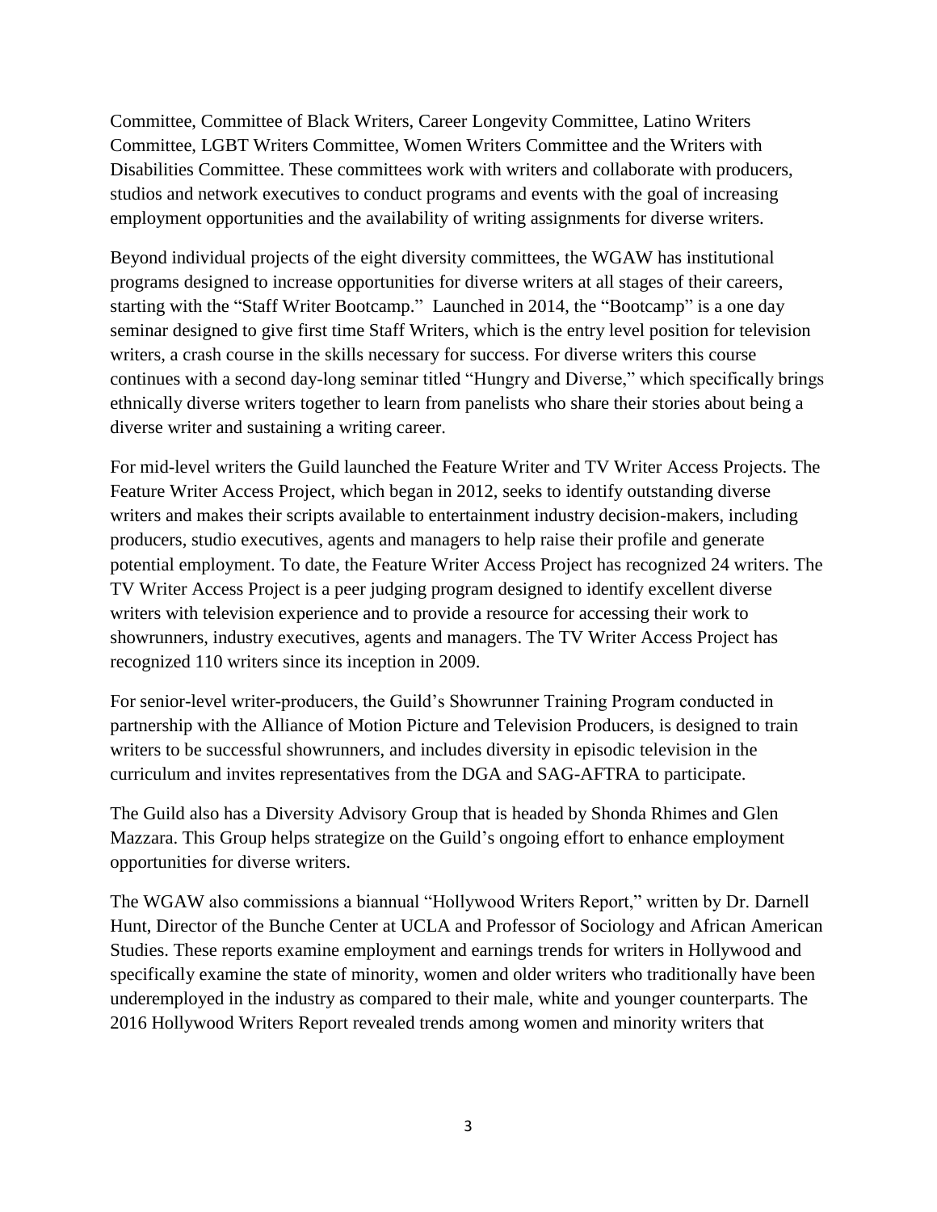Committee, Committee of Black Writers, Career Longevity Committee, Latino Writers Committee, LGBT Writers Committee, Women Writers Committee and the Writers with Disabilities Committee. These committees work with writers and collaborate with producers, studios and network executives to conduct programs and events with the goal of increasing employment opportunities and the availability of writing assignments for diverse writers.

Beyond individual projects of the eight diversity committees, the WGAW has institutional programs designed to increase opportunities for diverse writers at all stages of their careers, starting with the "Staff Writer Bootcamp." Launched in 2014, the "Bootcamp" is a one day seminar designed to give first time Staff Writers, which is the entry level position for television writers, a crash course in the skills necessary for success. For diverse writers this course continues with a second day-long seminar titled "Hungry and Diverse," which specifically brings ethnically diverse writers together to learn from panelists who share their stories about being a diverse writer and sustaining a writing career.

For mid-level writers the Guild launched the Feature Writer and TV Writer Access Projects. The Feature Writer Access Project, which began in 2012, seeks to identify outstanding diverse writers and makes their scripts available to entertainment industry decision-makers, including producers, studio executives, agents and managers to help raise their profile and generate potential employment. To date, the Feature Writer Access Project has recognized 24 writers. The TV Writer Access Project is a peer judging program designed to identify excellent diverse writers with television experience and to provide a resource for accessing their work to showrunners, industry executives, agents and managers. The TV Writer Access Project has recognized 110 writers since its inception in 2009.

For senior-level writer-producers, the Guild's Showrunner Training Program conducted in partnership with the Alliance of Motion Picture and Television Producers, is designed to train writers to be successful showrunners, and includes diversity in episodic television in the curriculum and invites representatives from the DGA and SAG-AFTRA to participate.

The Guild also has a Diversity Advisory Group that is headed by Shonda Rhimes and Glen Mazzara. This Group helps strategize on the Guild's ongoing effort to enhance employment opportunities for diverse writers.

The WGAW also commissions a biannual "Hollywood Writers Report," written by Dr. Darnell Hunt, Director of the Bunche Center at UCLA and Professor of Sociology and African American Studies. These reports examine employment and earnings trends for writers in Hollywood and specifically examine the state of minority, women and older writers who traditionally have been underemployed in the industry as compared to their male, white and younger counterparts. The 2016 Hollywood Writers Report revealed trends among women and minority writers that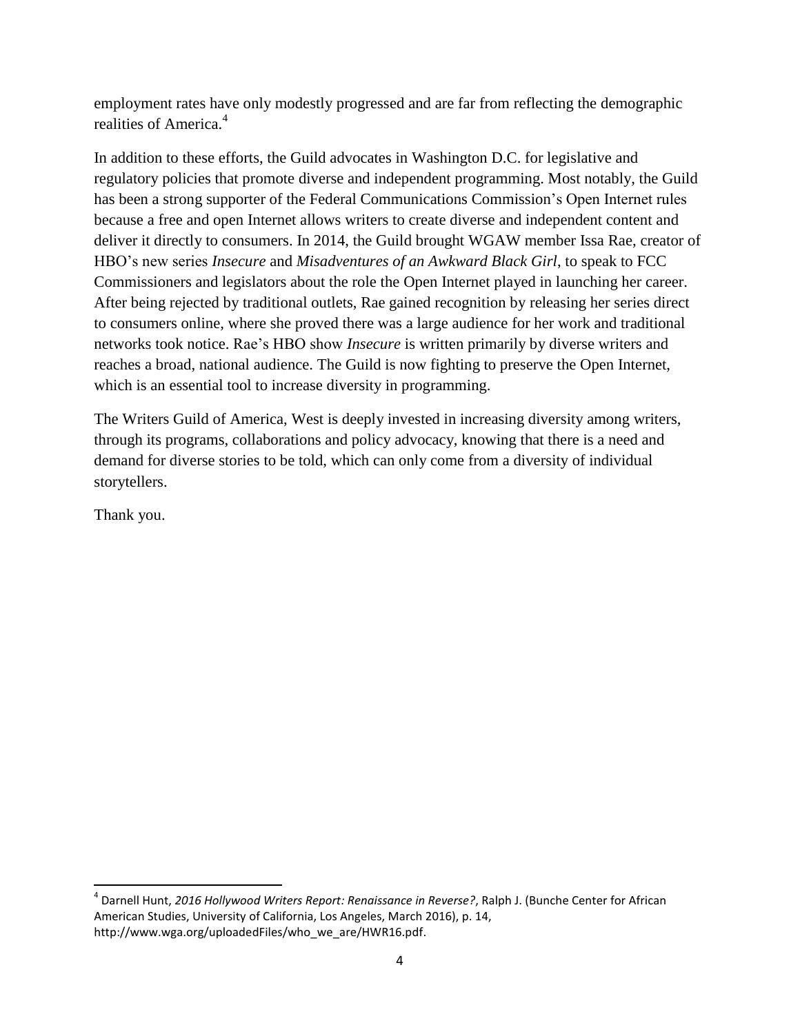employment rates have only modestly progressed and are far from reflecting the demographic realities of America.[4]

In addition to these efforts, the Guild advocates in Washington D.C. for legislative and regulatory policies that promote diverse and independent programming. Most notably, the Guild has been a strong supporter of the Federal Communications Commission's Open Internet rules because a free and open Internet allows writers to create diverse and independent content and deliver it directly to consumers. In 2014, the Guild brought WGAW member Issa Rae, creator of HBO's new series *Insecure* and *Misadventures of an Awkward Black Girl*, to speak to FCC Commissioners and legislators about the role the Open Internet played in launching her career. After being rejected by traditional outlets, Rae gained recognition by releasing her series direct to consumers online, where she proved there was a large audience for her work and traditional networks took notice. Rae's HBO show *Insecure* is written primarily by diverse writers and reaches a broad, national audience. The Guild is now fighting to preserve the Open Internet, which is an essential tool to increase diversity in programming.

The Writers Guild of America, West is deeply invested in increasing diversity among writers, through its programs, collaborations and policy advocacy, knowing that there is a need and demand for diverse stories to be told, which can only come from a diversity of individual storytellers.

Thank you.

---

[4] Darnell Hunt, *2016 Hollywood Writers Report: Renaissance in Reverse?*, Ralph J. (Bunche Center for African American Studies, University of California, Los Angeles, March 2016), p. 14, http://www.wga.org/uploadedFiles/who_we_are/HWR16.pdf.